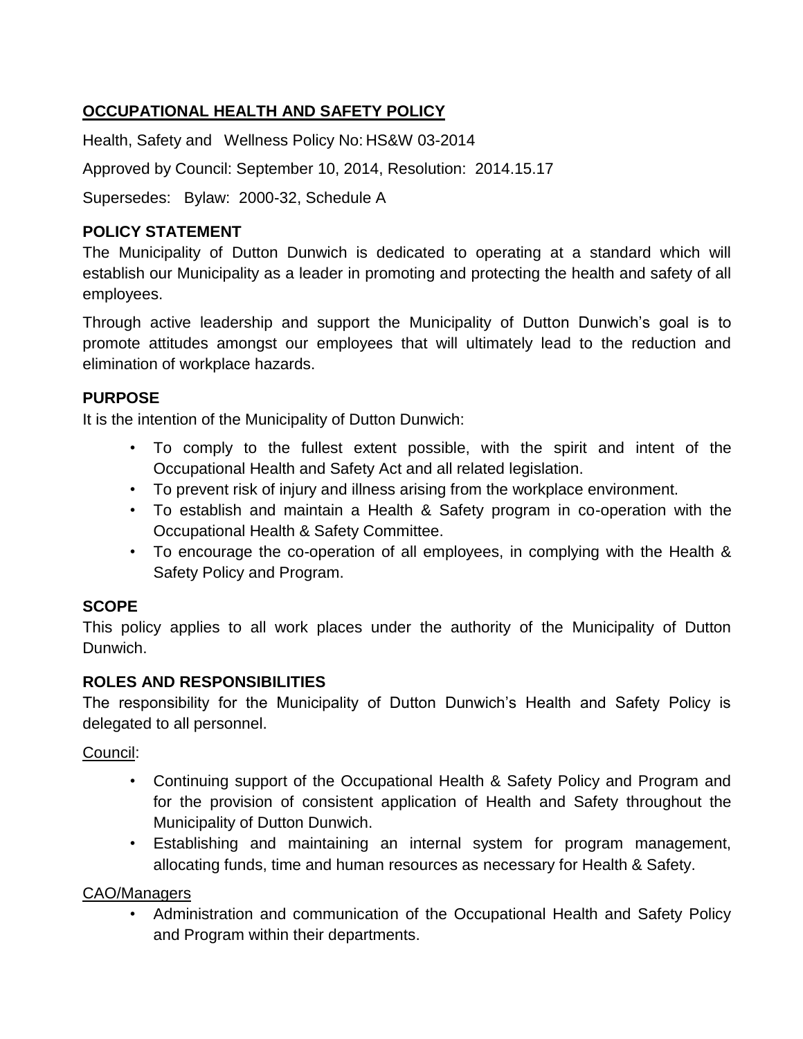## OCCUPATIONAL HEALTH AND SAFETY POLICY

Health, Safety and Wellness Policy No: HS&W 03-2014

Approved by Council: September 10, 2014, Resolution: 2014.15.17

Supersedes: Bylaw: 2000-32, Schedule A

### POLICY STATEMENT

The Municipality of Dutton Dunwich is dedicated to operating at a standard which will establish our Municipality as a leader in promoting and protecting the health and safety of all employees.

Through active leadership and support the Municipality of Dutton Dunwich's goal is to promote attitudes amongst our employees that will ultimately lead to the reduction and elimination of workplace hazards.

### PURPOSE

It is the intention of the Municipality of Dutton Dunwich:

- To comply to the fullest extent possible, with the spirit and intent of the Occupational Health and Safety Act and all related legislation.
- To prevent risk of injury and illness arising from the workplace environment.
- To establish and maintain a Health & Safety program in co-operation with the Occupational Health & Safety Committee.
- To encourage the co-operation of all employees, in complying with the Health & Safety Policy and Program.

### SCOPE

This policy applies to all work places under the authority of the Municipality of Dutton Dunwich.

### ROLES AND RESPONSIBILITIES

The responsibility for the Municipality of Dutton Dunwich's Health and Safety Policy is delegated to all personnel.

Council:

- Continuing support of the Occupational Health & Safety Policy and Program and for the provision of consistent application of Health and Safety throughout the Municipality of Dutton Dunwich.
- Establishing and maintaining an internal system for program management, allocating funds, time and human resources as necessary for Health & Safety.

CAO/Managers

- Administration and communication of the Occupational Health and Safety Policy and Program within their departments.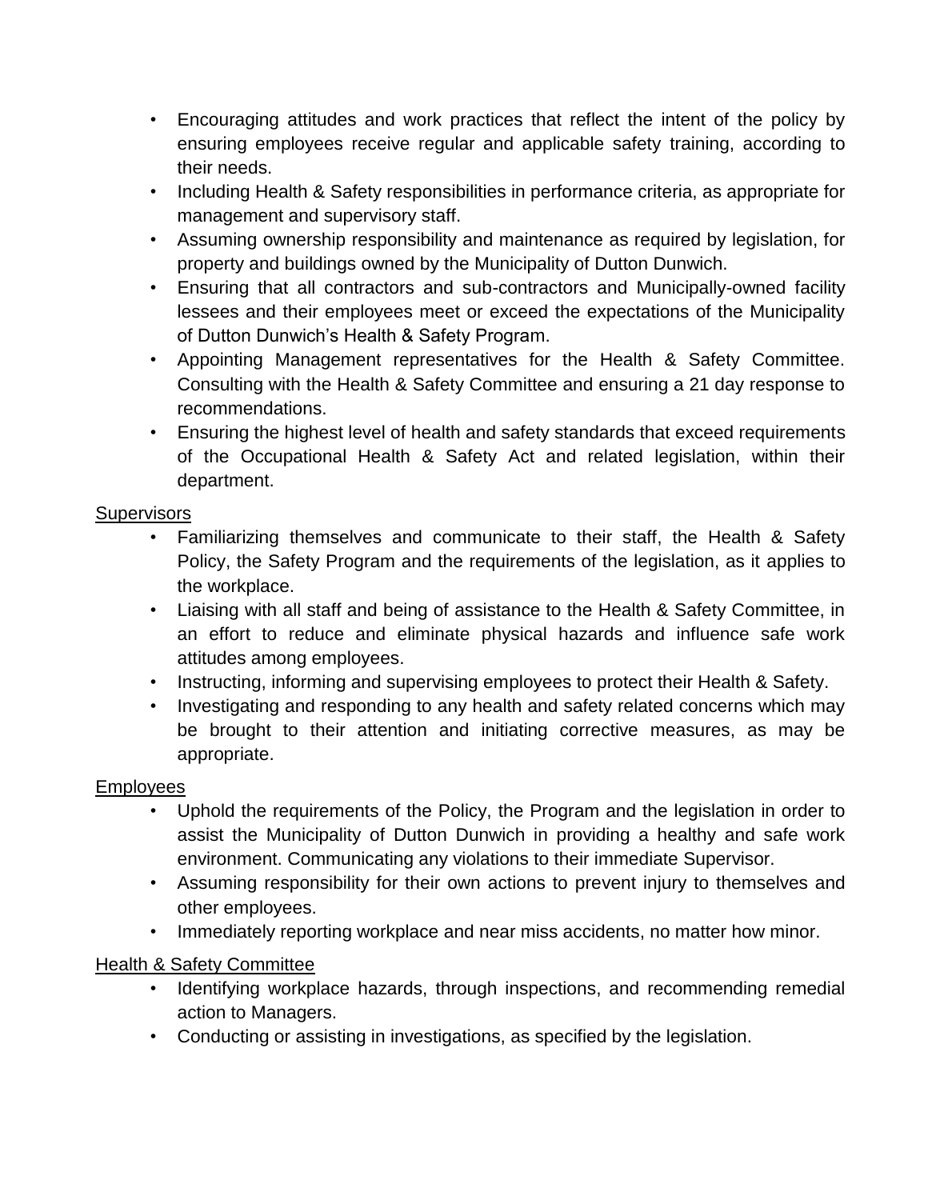- Encouraging attitudes and work practices that reflect the intent of the policy by ensuring employees receive regular and applicable safety training, according to their needs.
- Including Health & Safety responsibilities in performance criteria, as appropriate for management and supervisory staff.
- Assuming ownership responsibility and maintenance as required by legislation, for property and buildings owned by the Municipality of Dutton Dunwich.
- Ensuring that all contractors and sub-contractors and Municipally-owned facility lessees and their employees meet or exceed the expectations of the Municipality of Dutton Dunwich's Health & Safety Program.
- Appointing Management representatives for the Health & Safety Committee. Consulting with the Health & Safety Committee and ensuring a 21 day response to recommendations.
- Ensuring the highest level of health and safety standards that exceed requirements of the Occupational Health & Safety Act and related legislation, within their department.

<u>Supervisors</u>

- Familiarizing themselves and communicate to their staff, the Health & Safety Policy, the Safety Program and the requirements of the legislation, as it applies to the workplace.
- Liaising with all staff and being of assistance to the Health & Safety Committee, in an effort to reduce and eliminate physical hazards and influence safe work attitudes among employees.
- Instructing, informing and supervising employees to protect their Health & Safety.
- Investigating and responding to any health and safety related concerns which may be brought to their attention and initiating corrective measures, as may be appropriate.

<u>Employees</u>

- Uphold the requirements of the Policy, the Program and the legislation in order to assist the Municipality of Dutton Dunwich in providing a healthy and safe work environment. Communicating any violations to their immediate Supervisor.
- Assuming responsibility for their own actions to prevent injury to themselves and other employees.
- Immediately reporting workplace and near miss accidents, no matter how minor.

<u>Health & Safety Committee</u>

- Identifying workplace hazards, through inspections, and recommending remedial action to Managers.
- Conducting or assisting in investigations, as specified by the legislation.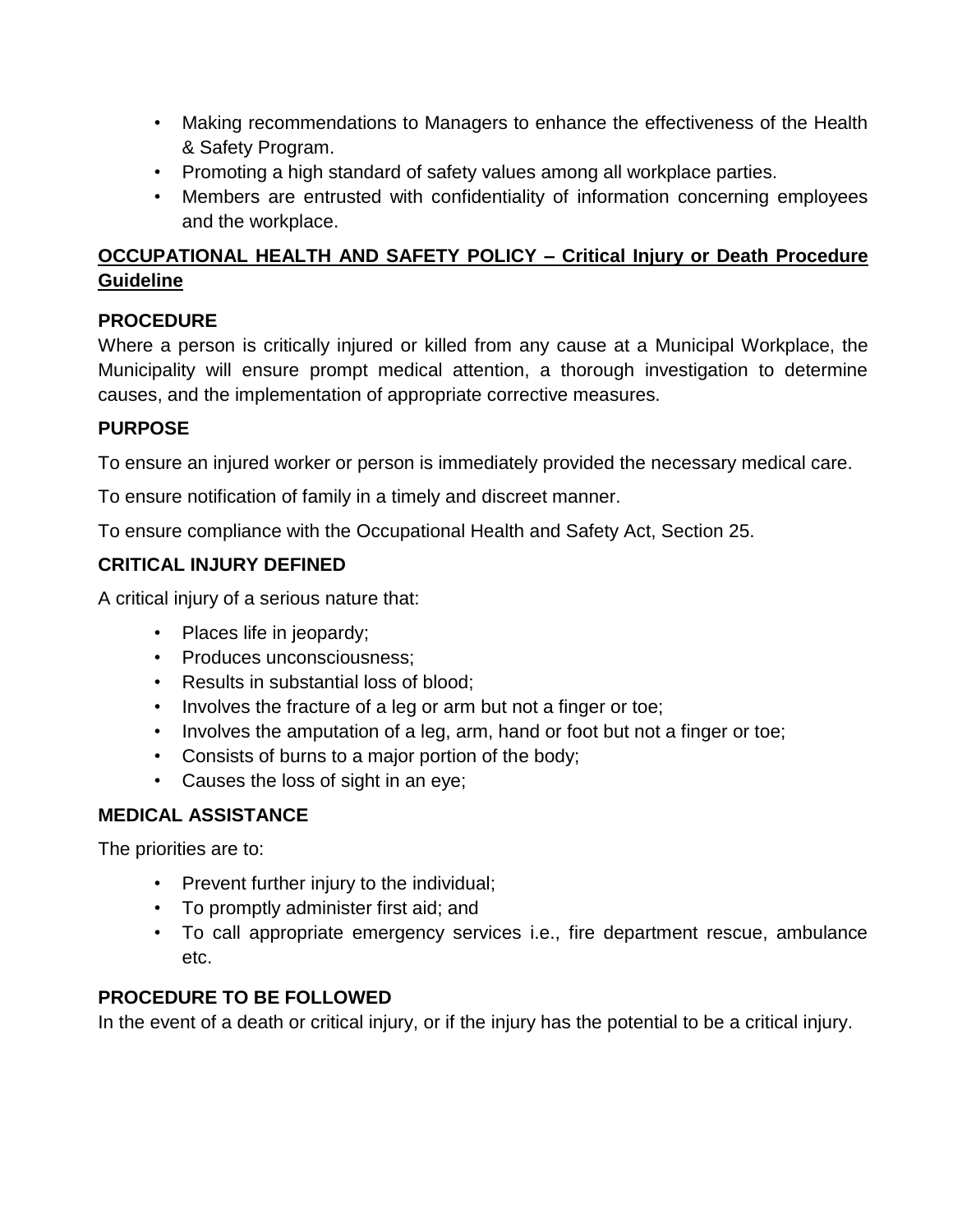- Making recommendations to Managers to enhance the effectiveness of the Health & Safety Program.
- Promoting a high standard of safety values among all workplace parties.
- Members are entrusted with confidentiality of information concerning employees and the workplace.

## **OCCUPATIONAL HEALTH AND SAFETY POLICY – Critical Injury or Death Procedure Guideline**

### PROCEDURE

Where a person is critically injured or killed from any cause at a Municipal Workplace, the Municipality will ensure prompt medical attention, a thorough investigation to determine causes, and the implementation of appropriate corrective measures.

### PURPOSE

To ensure an injured worker or person is immediately provided the necessary medical care.

To ensure notification of family in a timely and discreet manner.

To ensure compliance with the Occupational Health and Safety Act, Section 25.

### CRITICAL INJURY DEFINED

A critical injury of a serious nature that:

- Places life in jeopardy;
- Produces unconsciousness;
- Results in substantial loss of blood;
- Involves the fracture of a leg or arm but not a finger or toe;
- Involves the amputation of a leg, arm, hand or foot but not a finger or toe;
- Consists of burns to a major portion of the body;
- Causes the loss of sight in an eye;

### MEDICAL ASSISTANCE

The priorities are to:

- Prevent further injury to the individual;
- To promptly administer first aid; and
- To call appropriate emergency services i.e., fire department rescue, ambulance etc.

### PROCEDURE TO BE FOLLOWED

In the event of a death or critical injury, or if the injury has the potential to be a critical injury.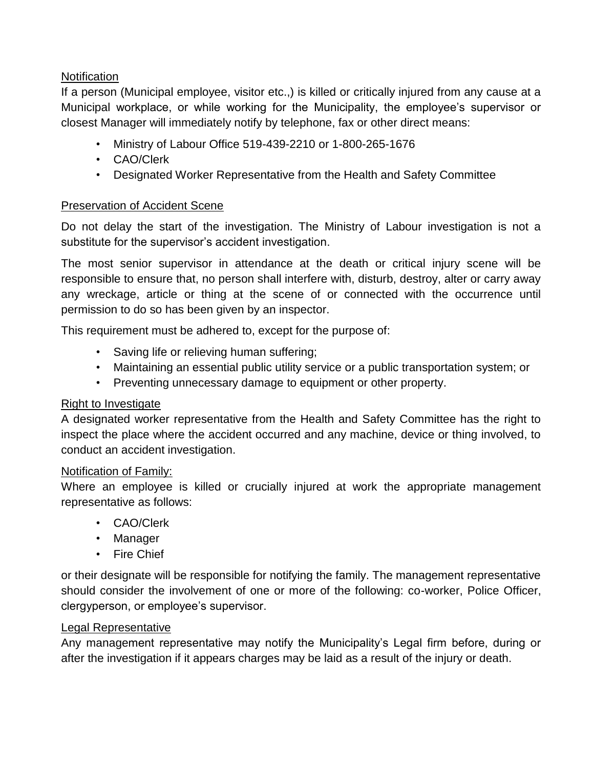## Notification

If a person (Municipal employee, visitor etc.,) is killed or critically injured from any cause at a Municipal workplace, or while working for the Municipality, the employee's supervisor or closest Manager will immediately notify by telephone, fax or other direct means:

- Ministry of Labour Office 519-439-2210 or 1-800-265-1676
- CAO/Clerk
- Designated Worker Representative from the Health and Safety Committee

## Preservation of Accident Scene

Do not delay the start of the investigation. The Ministry of Labour investigation is not a substitute for the supervisor's accident investigation.

The most senior supervisor in attendance at the death or critical injury scene will be responsible to ensure that, no person shall interfere with, disturb, destroy, alter or carry away any wreckage, article or thing at the scene of or connected with the occurrence until permission to do so has been given by an inspector.

This requirement must be adhered to, except for the purpose of:

- Saving life or relieving human suffering;
- Maintaining an essential public utility service or a public transportation system; or
- Preventing unnecessary damage to equipment or other property.

## Right to Investigate

A designated worker representative from the Health and Safety Committee has the right to inspect the place where the accident occurred and any machine, device or thing involved, to conduct an accident investigation.

## Notification of Family:

Where an employee is killed or crucially injured at work the appropriate management representative as follows:

- CAO/Clerk
- Manager
- Fire Chief

or their designate will be responsible for notifying the family. The management representative should consider the involvement of one or more of the following: co-worker, Police Officer, clergyperson, or employee's supervisor.

## Legal Representative

Any management representative may notify the Municipality's Legal firm before, during or after the investigation if it appears charges may be laid as a result of the injury or death.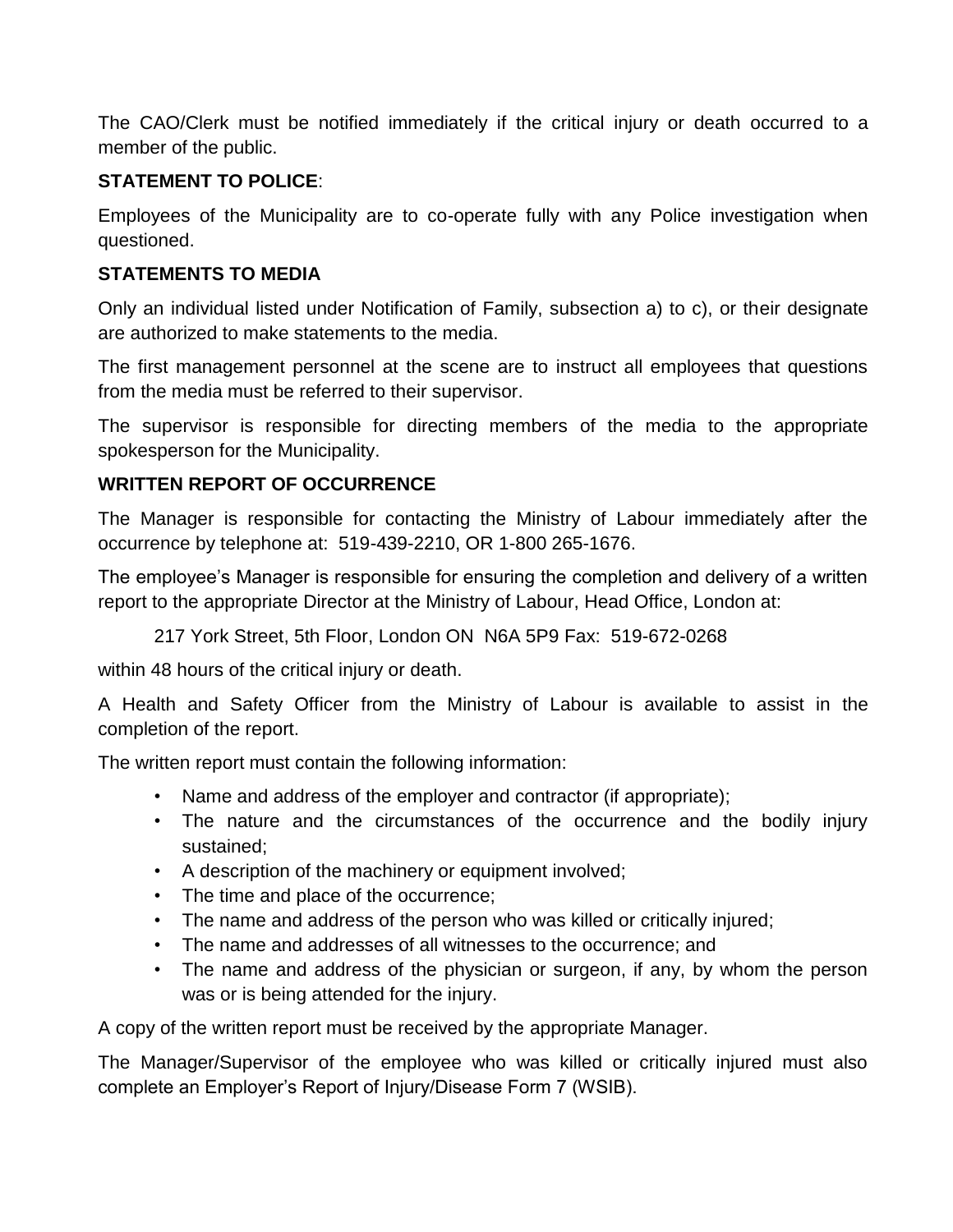The CAO/Clerk must be notified immediately if the critical injury or death occurred to a member of the public.

**STATEMENT TO POLICE**:

Employees of the Municipality are to co-operate fully with any Police investigation when questioned.

**STATEMENTS TO MEDIA**

Only an individual listed under Notification of Family, subsection a) to c), or their designate are authorized to make statements to the media.

The first management personnel at the scene are to instruct all employees that questions from the media must be referred to their supervisor.

The supervisor is responsible for directing members of the media to the appropriate spokesperson for the Municipality.

**WRITTEN REPORT OF OCCURRENCE**

The Manager is responsible for contacting the Ministry of Labour immediately after the occurrence by telephone at: 519-439-2210, OR 1-800 265-1676.

The employee's Manager is responsible for ensuring the completion and delivery of a written report to the appropriate Director at the Ministry of Labour, Head Office, London at:

217 York Street, 5th Floor, London ON N6A 5P9 Fax: 519-672-0268

within 48 hours of the critical injury or death.

A Health and Safety Officer from the Ministry of Labour is available to assist in the completion of the report.

The written report must contain the following information:

- Name and address of the employer and contractor (if appropriate);
- The nature and the circumstances of the occurrence and the bodily injury sustained;
- A description of the machinery or equipment involved;
- The time and place of the occurrence;
- The name and address of the person who was killed or critically injured;
- The name and addresses of all witnesses to the occurrence; and
- The name and address of the physician or surgeon, if any, by whom the person was or is being attended for the injury.

A copy of the written report must be received by the appropriate Manager.

The Manager/Supervisor of the employee who was killed or critically injured must also complete an Employer's Report of Injury/Disease Form 7 (WSIB).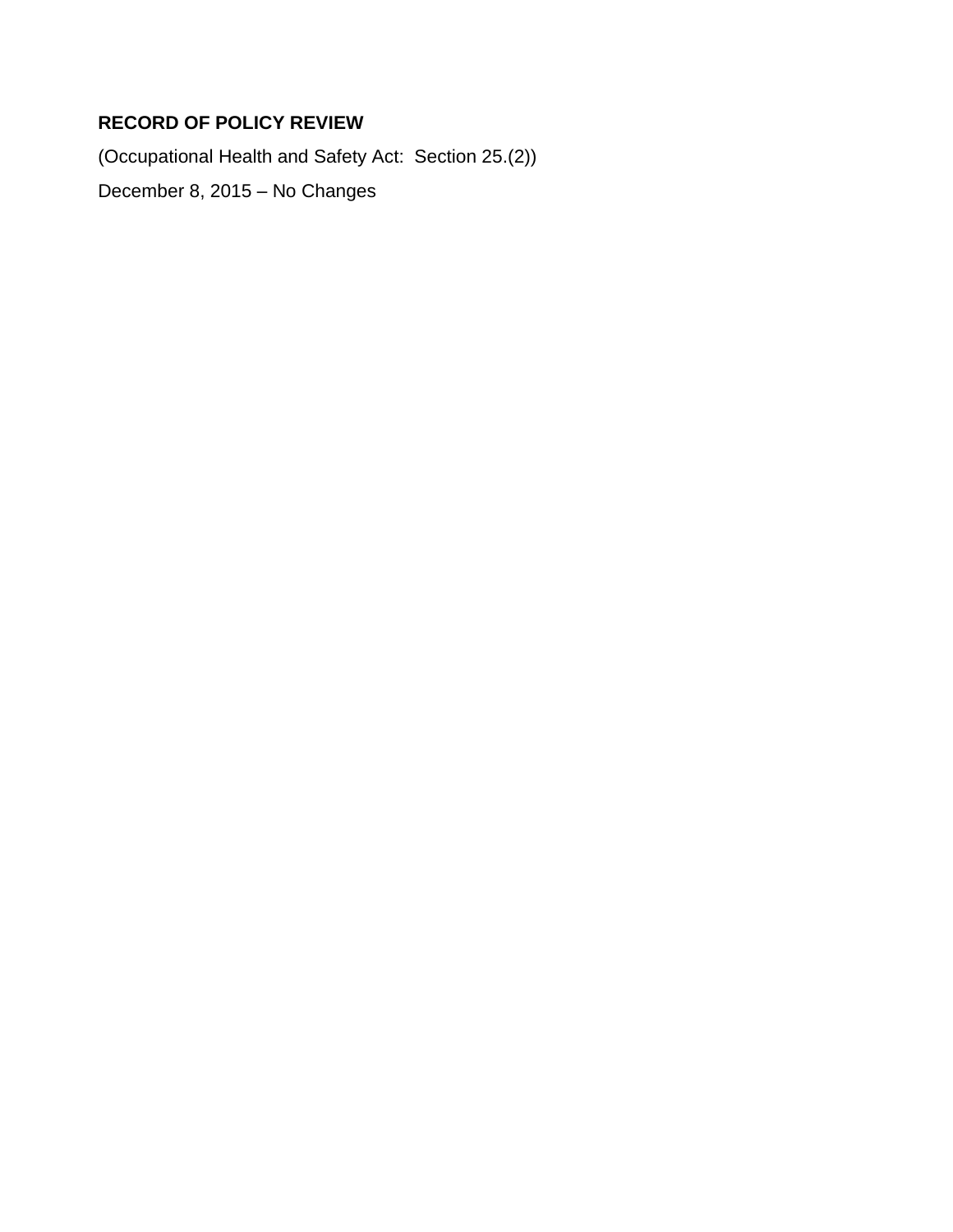**RECORD OF POLICY REVIEW**

(Occupational Health and Safety Act:  Section 25.(2))

December 8, 2015 – No Changes